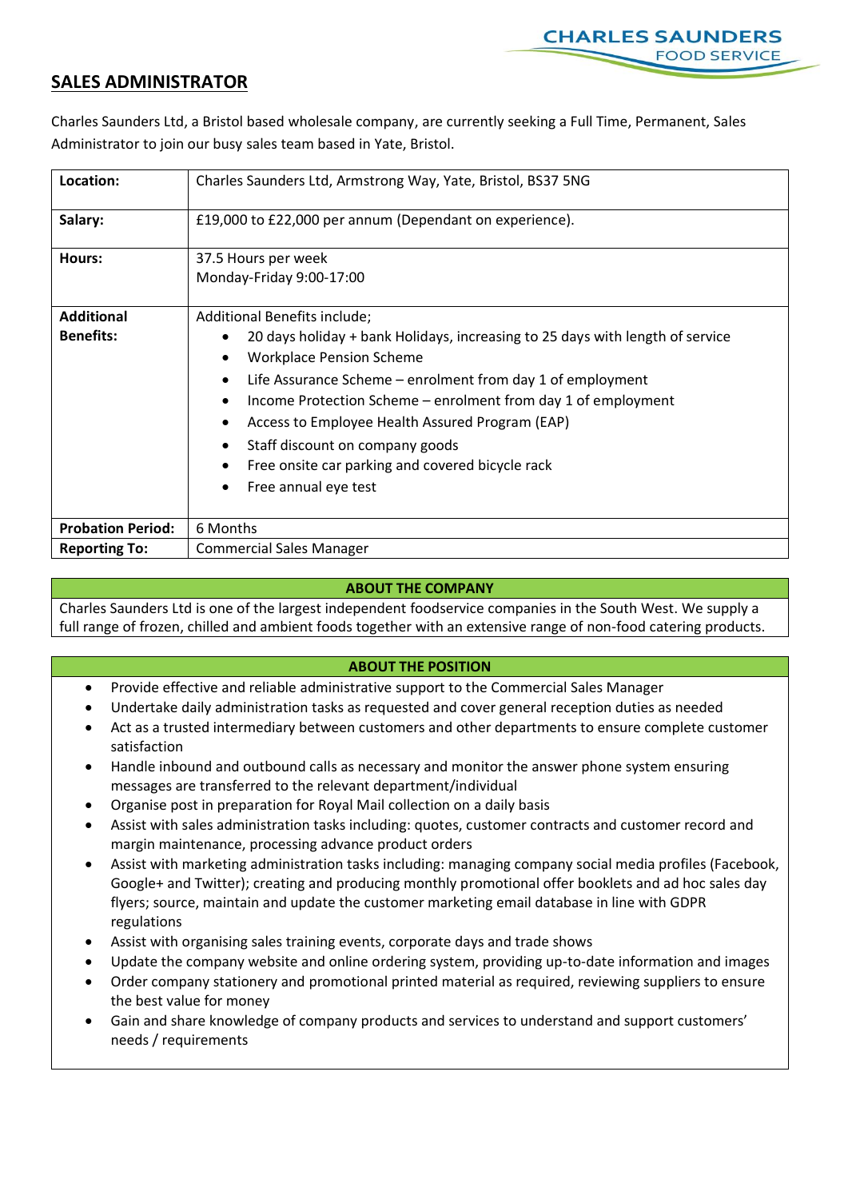CHARLES SAUNDERS
FOOD SERVICE

# SALES ADMINISTRATOR

Charles Saunders Ltd, a Bristol based wholesale company, are currently seeking a Full Time, Permanent, Sales Administrator to join our busy sales team based in Yate, Bristol.

| | |
|---|---|
| **Location:** | Charles Saunders Ltd, Armstrong Way, Yate, Bristol, BS37 5NG |
| **Salary:** | £19,000 to £22,000 per annum (Dependant on experience). |
| **Hours:** | 37.5 Hours per week<br>Monday-Friday 9:00-17:00 |
| **Additional Benefits:** | Additional Benefits include;<br>• 20 days holiday + bank Holidays, increasing to 25 days with length of service<br>• Workplace Pension Scheme<br>• Life Assurance Scheme – enrolment from day 1 of employment<br>• Income Protection Scheme – enrolment from day 1 of employment<br>• Access to Employee Health Assured Program (EAP)<br>• Staff discount on company goods<br>• Free onsite car parking and covered bicycle rack<br>• Free annual eye test |
| **Probation Period:** | 6 Months |
| **Reporting To:** | Commercial Sales Manager |

## ABOUT THE COMPANY

Charles Saunders Ltd is one of the largest independent foodservice companies in the South West. We supply a full range of frozen, chilled and ambient foods together with an extensive range of non-food catering products.

## ABOUT THE POSITION

- Provide effective and reliable administrative support to the Commercial Sales Manager
- Undertake daily administration tasks as requested and cover general reception duties as needed
- Act as a trusted intermediary between customers and other departments to ensure complete customer satisfaction
- Handle inbound and outbound calls as necessary and monitor the answer phone system ensuring messages are transferred to the relevant department/individual
- Organise post in preparation for Royal Mail collection on a daily basis
- Assist with sales administration tasks including: quotes, customer contracts and customer record and margin maintenance, processing advance product orders
- Assist with marketing administration tasks including: managing company social media profiles (Facebook, Google+ and Twitter); creating and producing monthly promotional offer booklets and ad hoc sales day flyers; source, maintain and update the customer marketing email database in line with GDPR regulations
- Assist with organising sales training events, corporate days and trade shows
- Update the company website and online ordering system, providing up-to-date information and images
- Order company stationery and promotional printed material as required, reviewing suppliers to ensure the best value for money
- Gain and share knowledge of company products and services to understand and support customers' needs / requirements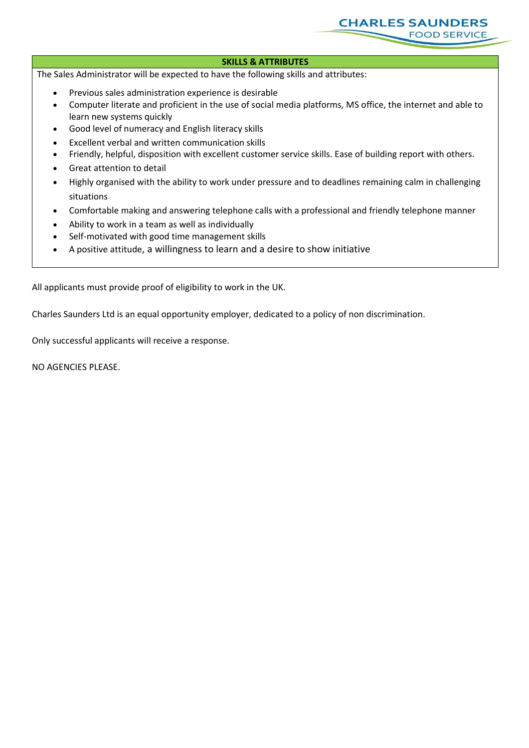## SKILLS & ATTRIBUTES

The Sales Administrator will be expected to have the following skills and attributes:

- Previous sales administration experience is desirable
- Computer literate and proficient in the use of social media platforms, MS office, the internet and able to learn new systems quickly
- Good level of numeracy and English literacy skills
- Excellent verbal and written communication skills
- Friendly, helpful, disposition with excellent customer service skills. Ease of building report with others.
- Great attention to detail
- Highly organised with the ability to work under pressure and to deadlines remaining calm in challenging situations
- Comfortable making and answering telephone calls with a professional and friendly telephone manner
- Ability to work in a team as well as individually
- Self-motivated with good time management skills
- A positive attitude, a willingness to learn and a desire to show initiative

All applicants must provide proof of eligibility to work in the UK.

Charles Saunders Ltd is an equal opportunity employer, dedicated to a policy of non discrimination.

Only successful applicants will receive a response.

NO AGENCIES PLEASE.